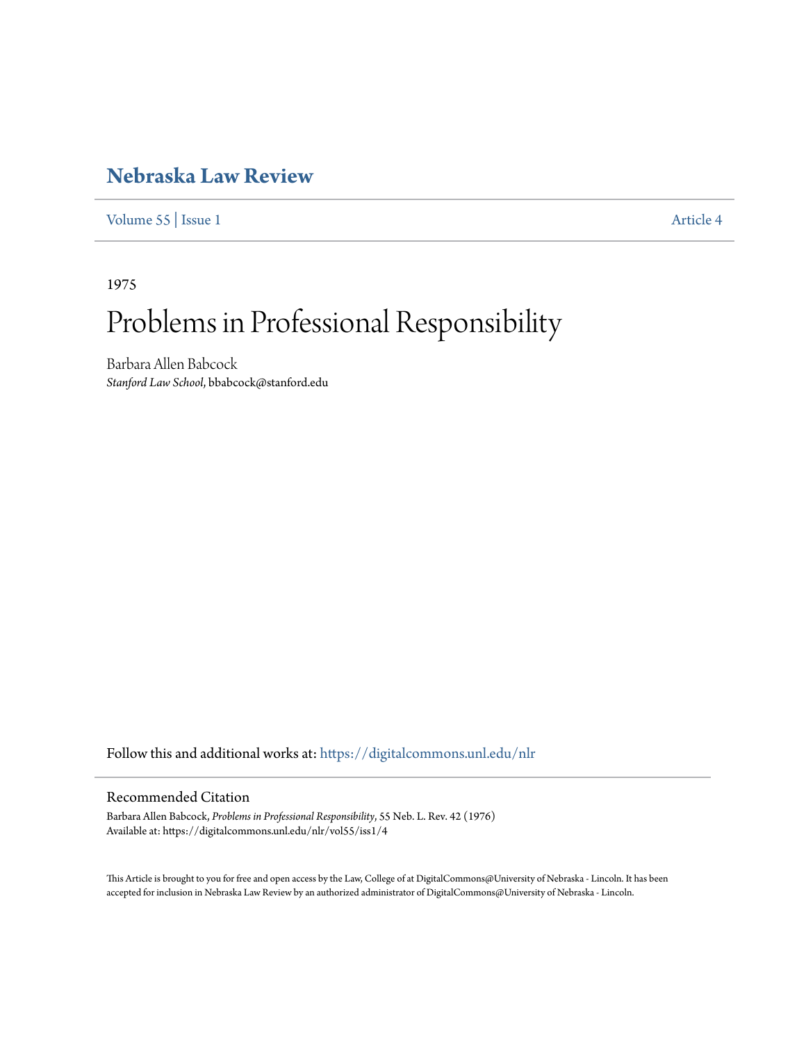# Nebraska Law Review

Volume 55 | Issue 1 Article 4

1975

# Problems in Professional Responsibility

Barbara Allen Babcock
*Stanford Law School*, bbabcock@stanford.edu

Follow this and additional works at: https://digitalcommons.unl.edu/nlr

## Recommended Citation

Barbara Allen Babcock, *Problems in Professional Responsibility*, 55 Neb. L. Rev. 42 (1976)
Available at: https://digitalcommons.unl.edu/nlr/vol55/iss1/4

This Article is brought to you for free and open access by the Law, College of at DigitalCommons@University of Nebraska - Lincoln. It has been accepted for inclusion in Nebraska Law Review by an authorized administrator of DigitalCommons@University of Nebraska - Lincoln.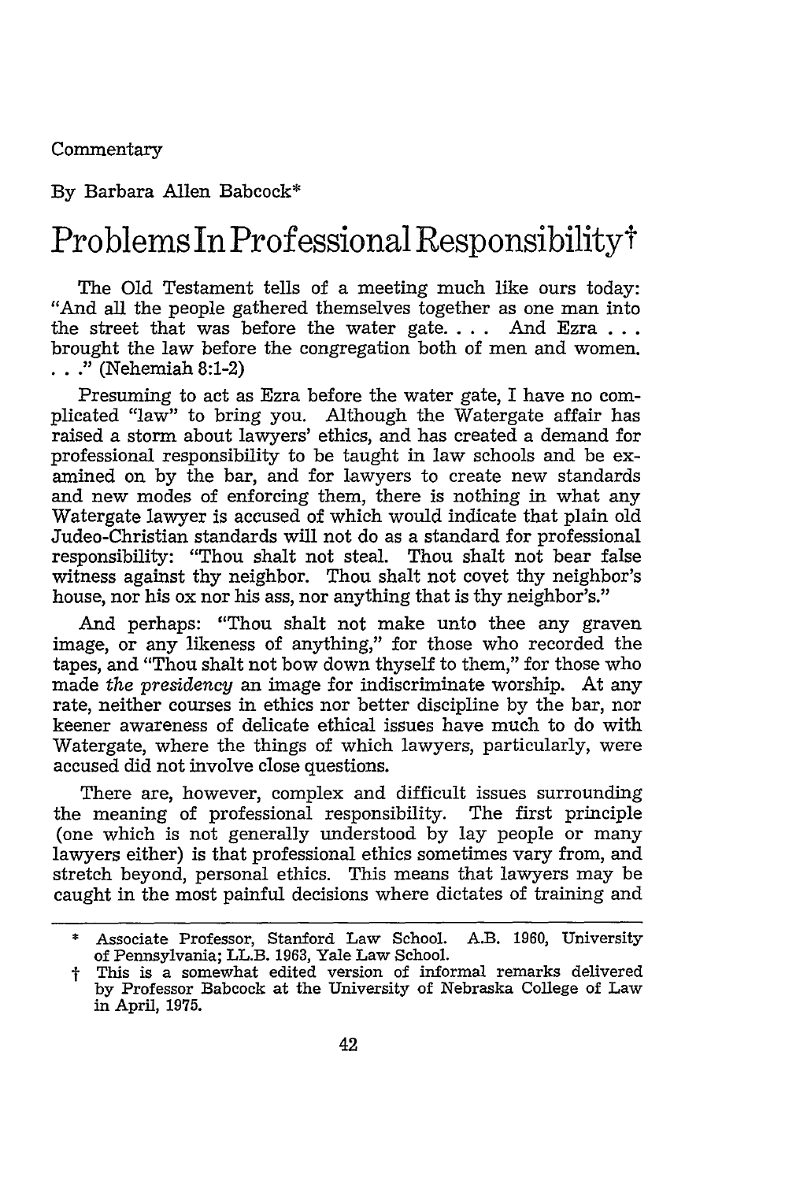Commentary

By Barbara Allen Babcock*

# Problems In Professional Responsibility†

The Old Testament tells of a meeting much like ours today: "And all the people gathered themselves together as one man into the street that was before the water gate. . . . And Ezra . . . brought the law before the congregation both of men and women. . . ." (Nehemiah 8:1-2)

Presuming to act as Ezra before the water gate, I have no complicated "law" to bring you. Although the Watergate affair has raised a storm about lawyers' ethics, and has created a demand for professional responsibility to be taught in law schools and be examined on by the bar, and for lawyers to create new standards and new modes of enforcing them, there is nothing in what any Watergate lawyer is accused of which would indicate that plain old Judeo-Christian standards will not do as a standard for professional responsibility: "Thou shalt not steal. Thou shalt not bear false witness against thy neighbor. Thou shalt not covet thy neighbor's house, nor his ox nor his ass, nor anything that is thy neighbor's."

And perhaps: "Thou shalt not make unto thee any graven image, or any likeness of anything," for those who recorded the tapes, and "Thou shalt not bow down thyself to them," for those who made *the presidency* an image for indiscriminate worship. At any rate, neither courses in ethics nor better discipline by the bar, nor keener awareness of delicate ethical issues have much to do with Watergate, where the things of which lawyers, particularly, were accused did not involve close questions.

There are, however, complex and difficult issues surrounding the meaning of professional responsibility. The first principle (one which is not generally understood by lay people or many lawyers either) is that professional ethics sometimes vary from, and stretch beyond, personal ethics. This means that lawyers may be caught in the most painful decisions where dictates of training and

---

\* Associate Professor, Stanford Law School. A.B. 1960, University of Pennsylvania; LL.B. 1963, Yale Law School.

† This is a somewhat edited version of informal remarks delivered by Professor Babcock at the University of Nebraska College of Law in April, 1975.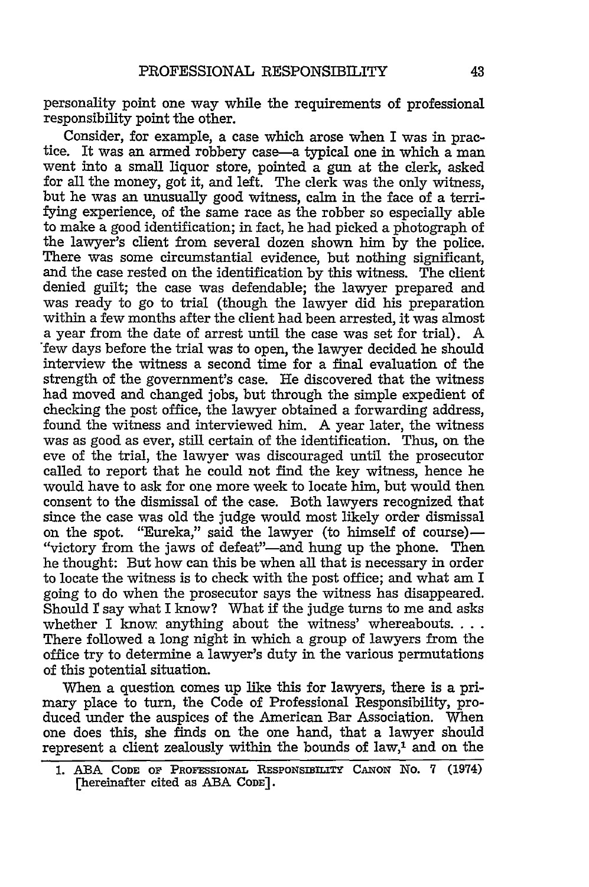personality point one way while the requirements of professional responsibility point the other.

Consider, for example, a case which arose when I was in practice. It was an armed robbery case—a typical one in which a man went into a small liquor store, pointed a gun at the clerk, asked for all the money, got it, and left. The clerk was the only witness, but he was an unusually good witness, calm in the face of a terrifying experience, of the same race as the robber so especially able to make a good identification; in fact, he had picked a photograph of the lawyer's client from several dozen shown him by the police. There was some circumstantial evidence, but nothing significant, and the case rested on the identification by this witness. The client denied guilt; the case was defendable; the lawyer prepared and was ready to go to trial (though the lawyer did his preparation within a few months after the client had been arrested, it was almost a year from the date of arrest until the case was set for trial). A few days before the trial was to open, the lawyer decided he should interview the witness a second time for a final evaluation of the strength of the government's case. He discovered that the witness had moved and changed jobs, but through the simple expedient of checking the post office, the lawyer obtained a forwarding address, found the witness and interviewed him. A year later, the witness was as good as ever, still certain of the identification. Thus, on the eve of the trial, the lawyer was discouraged until the prosecutor called to report that he could not find the key witness, hence he would have to ask for one more week to locate him, but would then consent to the dismissal of the case. Both lawyers recognized that since the case was old the judge would most likely order dismissal on the spot. "Eureka," said the lawyer (to himself of course)—"victory from the jaws of defeat"—and hung up the phone. Then he thought: But how can this be when all that is necessary in order to locate the witness is to check with the post office; and what am I going to do when the prosecutor says the witness has disappeared. Should I say what I know? What if the judge turns to me and asks whether I know anything about the witness' whereabouts. . . . There followed a long night in which a group of lawyers from the office try to determine a lawyer's duty in the various permutations of this potential situation.

When a question comes up like this for lawyers, there is a primary place to turn, the Code of Professional Responsibility, produced under the auspices of the American Bar Association. When one does this, she finds on the one hand, that a lawyer should represent a client zealously within the bounds of law,[1] and on the

1. ABA CODE OF PROFESSIONAL RESPONSIBILITY CANON No. 7 (1974) [hereinafter cited as ABA CODE].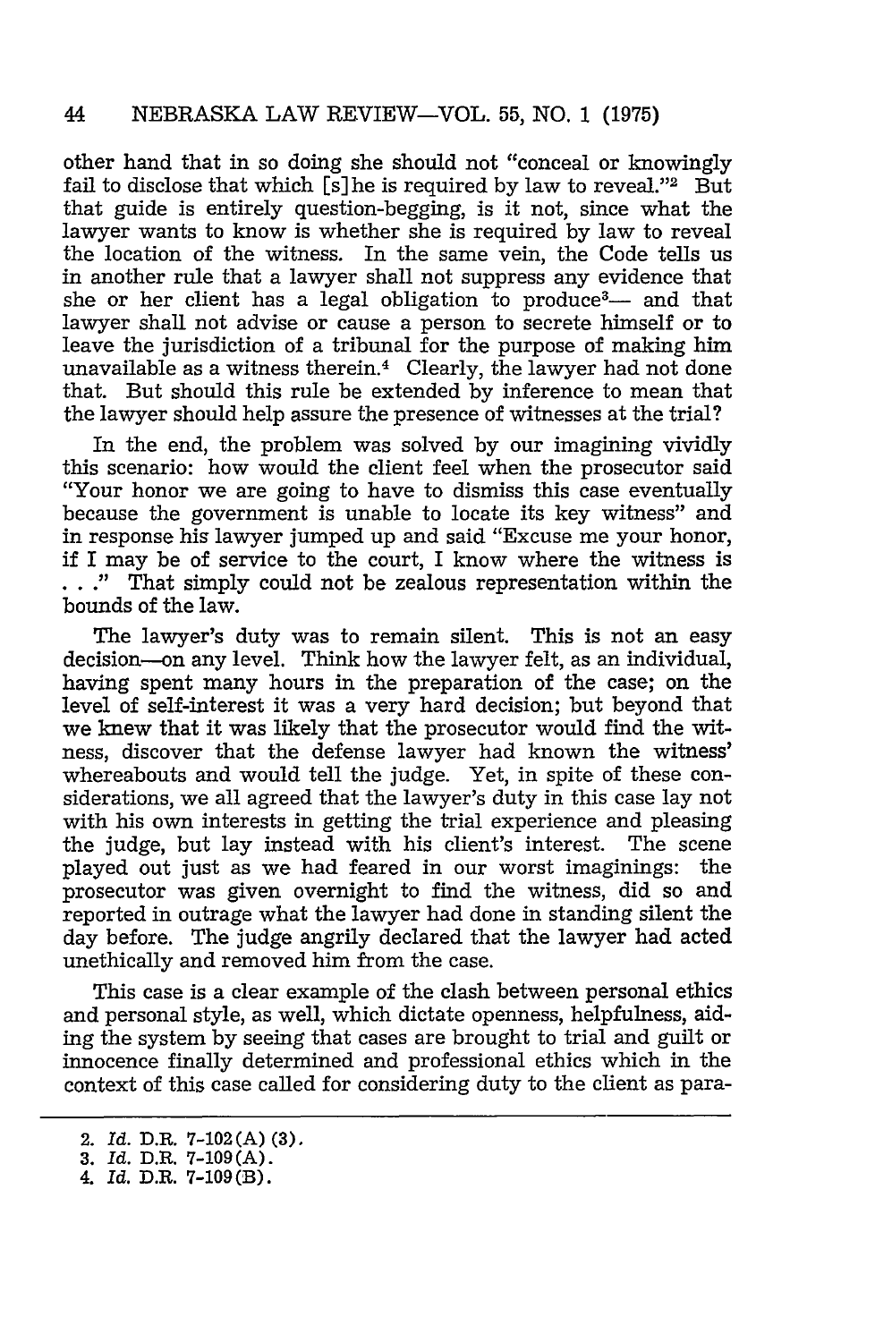other hand that in so doing she should not "conceal or knowingly fail to disclose that which [s]he is required by law to reveal."[2] But that guide is entirely question-begging, is it not, since what the lawyer wants to know is whether she is required by law to reveal the location of the witness. In the same vein, the Code tells us in another rule that a lawyer shall not suppress any evidence that she or her client has a legal obligation to produce[3]— and that lawyer shall not advise or cause a person to secrete himself or to leave the jurisdiction of a tribunal for the purpose of making him unavailable as a witness therein.[4] Clearly, the lawyer had not done that. But should this rule be extended by inference to mean that the lawyer should help assure the presence of witnesses at the trial?

In the end, the problem was solved by our imagining vividly this scenario: how would the client feel when the prosecutor said "Your honor we are going to have to dismiss this case eventually because the government is unable to locate its key witness" and in response his lawyer jumped up and said "Excuse me your honor, if I may be of service to the court, I know where the witness is . . ." That simply could not be zealous representation within the bounds of the law.

The lawyer's duty was to remain silent. This is not an easy decision—on any level. Think how the lawyer felt, as an individual, having spent many hours in the preparation of the case; on the level of self-interest it was a very hard decision; but beyond that we knew that it was likely that the prosecutor would find the witness, discover that the defense lawyer had known the witness' whereabouts and would tell the judge. Yet, in spite of these considerations, we all agreed that the lawyer's duty in this case lay not with his own interests in getting the trial experience and pleasing the judge, but lay instead with his client's interest. The scene played out just as we had feared in our worst imaginings: the prosecutor was given overnight to find the witness, did so and reported in outrage what the lawyer had done in standing silent the day before. The judge angrily declared that the lawyer had acted unethically and removed him from the case.

This case is a clear example of the clash between personal ethics and personal style, as well, which dictate openness, helpfulness, aiding the system by seeing that cases are brought to trial and guilt or innocence finally determined and professional ethics which in the context of this case called for considering duty to the client as para-

---

2. *Id.* D.R. 7-102(A)(3).
3. *Id.* D.R. 7-109(A).
4. *Id.* D.R. 7-109(B).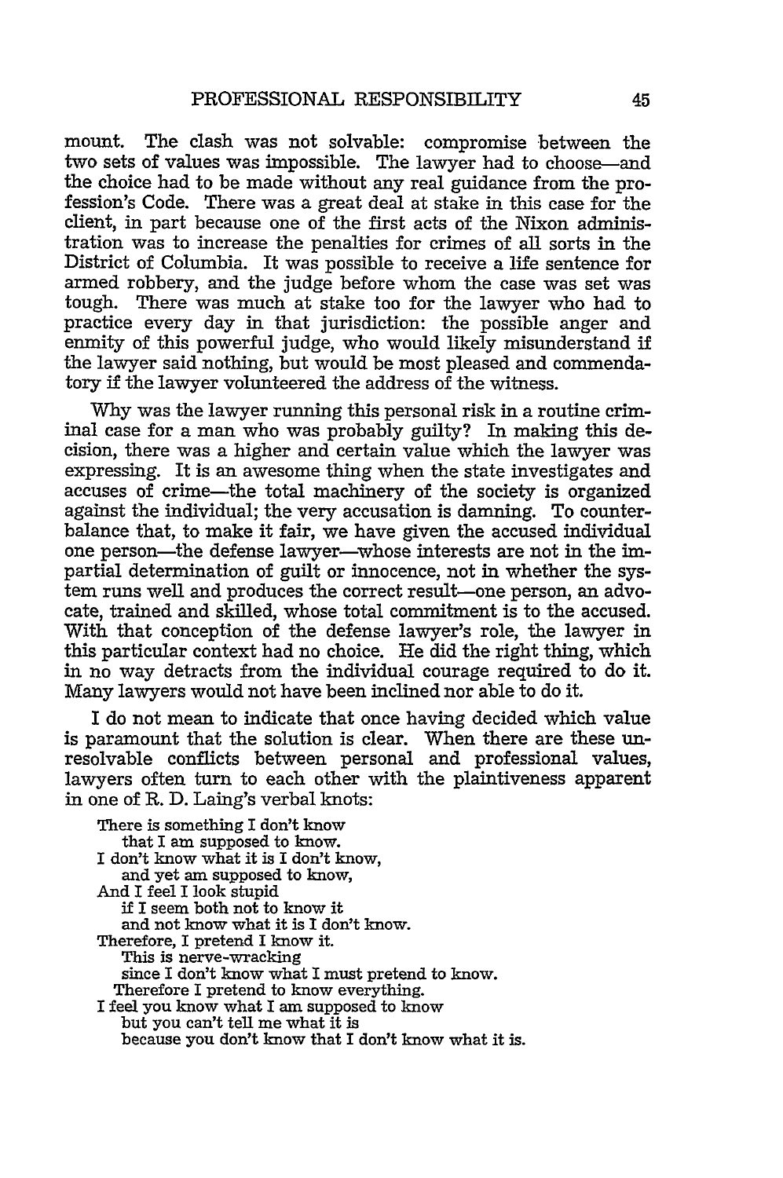mount. The clash was not solvable: compromise between the two sets of values was impossible. The lawyer had to choose—and the choice had to be made without any real guidance from the profession's Code. There was a great deal at stake in this case for the client, in part because one of the first acts of the Nixon administration was to increase the penalties for crimes of all sorts in the District of Columbia. It was possible to receive a life sentence for armed robbery, and the judge before whom the case was set was tough. There was much at stake too for the lawyer who had to practice every day in that jurisdiction: the possible anger and enmity of this powerful judge, who would likely misunderstand if the lawyer said nothing, but would be most pleased and commendatory if the lawyer volunteered the address of the witness.

Why was the lawyer running this personal risk in a routine criminal case for a man who was probably guilty? In making this decision, there was a higher and certain value which the lawyer was expressing. It is an awesome thing when the state investigates and accuses of crime—the total machinery of the society is organized against the individual; the very accusation is damning. To counterbalance that, to make it fair, we have given the accused individual one person—the defense lawyer—whose interests are not in the impartial determination of guilt or innocence, not in whether the system runs well and produces the correct result—one person, an advocate, trained and skilled, whose total commitment is to the accused. With that conception of the defense lawyer's role, the lawyer in this particular context had no choice. He did the right thing, which in no way detracts from the individual courage required to do it. Many lawyers would not have been inclined nor able to do it.

I do not mean to indicate that once having decided which value is paramount that the solution is clear. When there are these unresolvable conflicts between personal and professional values, lawyers often turn to each other with the plaintiveness apparent in one of R. D. Laing's verbal knots:

> There is something I don't know
> that I am supposed to know.
> I don't know what it is I don't know,
> and yet am supposed to know,
> And I feel I look stupid
> if I seem both not to know it
> and not know what it is I don't know.
> Therefore, I pretend I know it.
> This is nerve-wracking
> since I don't know what I must pretend to know.
> Therefore I pretend to know everything.
> I feel you know what I am supposed to know
> but you can't tell me what it is
> because you don't know that I don't know what it is.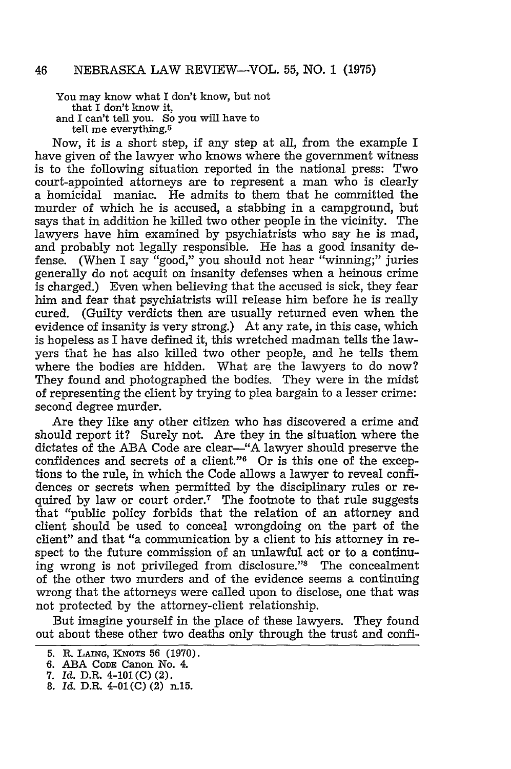You may know what I don't know, but not
that I don't know it,
and I can't tell you. So you will have to
tell me everything.[5]

Now, it is a short step, if any step at all, from the example I have given of the lawyer who knows where the government witness is to the following situation reported in the national press: Two court-appointed attorneys are to represent a man who is clearly a homicidal maniac. He admits to them that he committed the murder of which he is accused, a stabbing in a campground, but says that in addition he killed two other people in the vicinity. The lawyers have him examined by psychiatrists who say he is mad, and probably not legally responsible. He has a good insanity defense. (When I say "good," you should not hear "winning;" juries generally do not acquit on insanity defenses when a heinous crime is charged.) Even when believing that the accused is sick, they fear him and fear that psychiatrists will release him before he is really cured. (Guilty verdicts then are usually returned even when the evidence of insanity is very strong.) At any rate, in this case, which is hopeless as I have defined it, this wretched madman tells the lawyers that he has also killed two other people, and he tells them where the bodies are hidden. What are the lawyers to do now? They found and photographed the bodies. They were in the midst of representing the client by trying to plea bargain to a lesser crime: second degree murder.

Are they like any other citizen who has discovered a crime and should report it? Surely not. Are they in the situation where the dictates of the ABA Code are clear—"A lawyer should preserve the confidences and secrets of a client."[6] Or is this one of the exceptions to the rule, in which the Code allows a lawyer to reveal confidences or secrets when permitted by the disciplinary rules or required by law or court order.[7] The footnote to that rule suggests that "public policy forbids that the relation of an attorney and client should be used to conceal wrongdoing on the part of the client" and that "a communication by a client to his attorney in respect to the future commission of an unlawful act or to a continuing wrong is not privileged from disclosure."[8] The concealment of the other two murders and of the evidence seems a continuing wrong that the attorneys were called upon to disclose, one that was not protected by the attorney-client relationship.

But imagine yourself in the place of these lawyers. They found out about these other two deaths only through the trust and confi-

---

5. R. LAING, KNOTS 56 (1970).
6. ABA CODE Canon No. 4.
7. *Id.* D.R. 4-101(C)(2).
8. *Id.* D.R. 4-01(C)(2) n.15.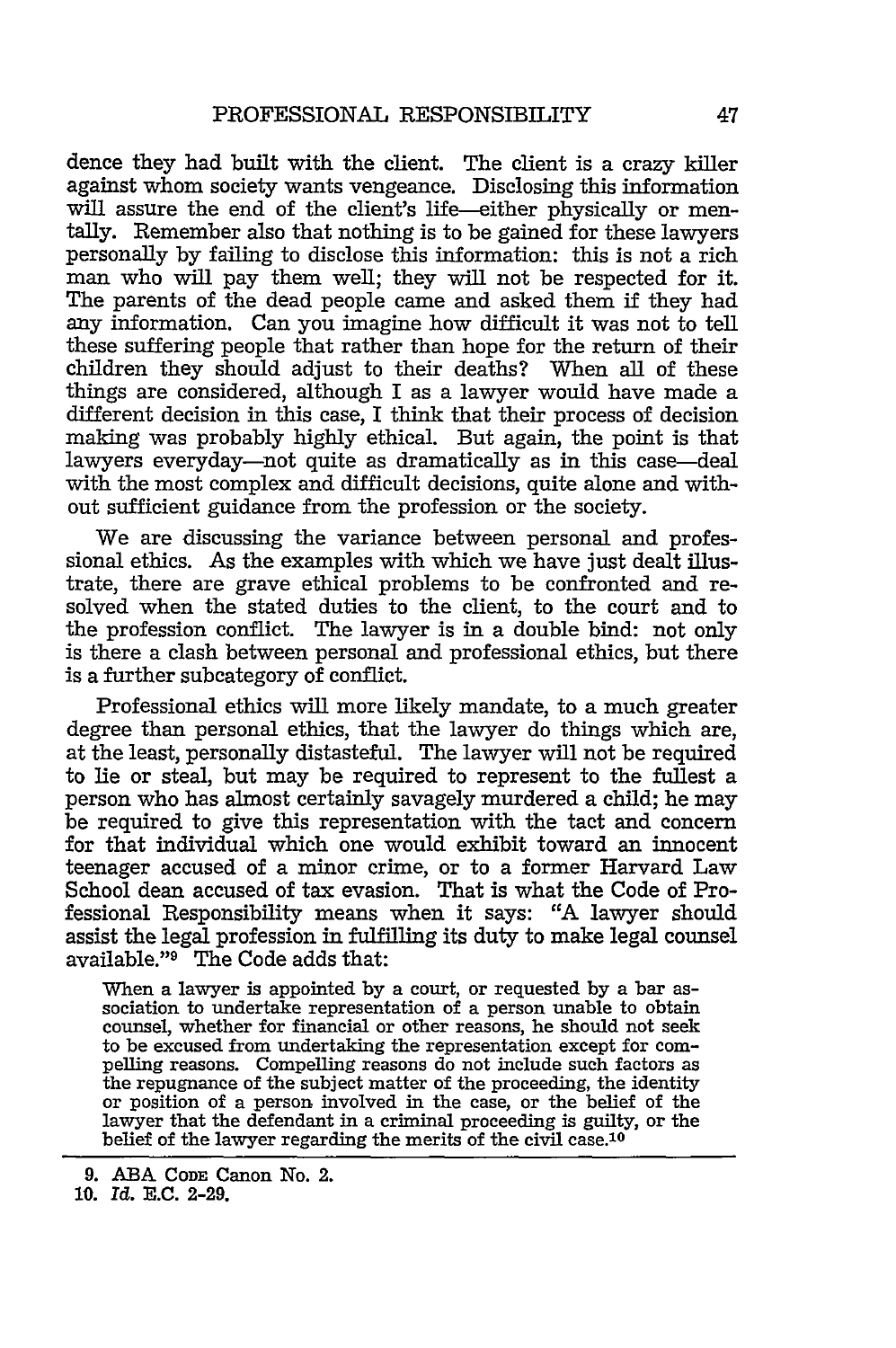dence they had built with the client. The client is a crazy killer against whom society wants vengeance. Disclosing this information will assure the end of the client's life—either physically or mentally. Remember also that nothing is to be gained for these lawyers personally by failing to disclose this information: this is not a rich man who will pay them well; they will not be respected for it. The parents of the dead people came and asked them if they had any information. Can you imagine how difficult it was not to tell these suffering people that rather than hope for the return of their children they should adjust to their deaths? When all of these things are considered, although I as a lawyer would have made a different decision in this case, I think that their process of decision making was probably highly ethical. But again, the point is that lawyers everyday—not quite as dramatically as in this case—deal with the most complex and difficult decisions, quite alone and without sufficient guidance from the profession or the society.

We are discussing the variance between personal and professional ethics. As the examples with which we have just dealt illustrate, there are grave ethical problems to be confronted and resolved when the stated duties to the client, to the court and to the profession conflict. The lawyer is in a double bind: not only is there a clash between personal and professional ethics, but there is a further subcategory of conflict.

Professional ethics will more likely mandate, to a much greater degree than personal ethics, that the lawyer do things which are, at the least, personally distasteful. The lawyer will not be required to lie or steal, but may be required to represent to the fullest a person who has almost certainly savagely murdered a child; he may be required to give this representation with the tact and concern for that individual which one would exhibit toward an innocent teenager accused of a minor crime, or to a former Harvard Law School dean accused of tax evasion. That is what the Code of Professional Responsibility means when it says: "A lawyer should assist the legal profession in fulfilling its duty to make legal counsel available."[9] The Code adds that:

> When a lawyer is appointed by a court, or requested by a bar association to undertake representation of a person unable to obtain counsel, whether for financial or other reasons, he should not seek to be excused from undertaking the representation except for compelling reasons. Compelling reasons do not include such factors as the repugnance of the subject matter of the proceeding, the identity or position of a person involved in the case, or the belief of the lawyer that the defendant in a criminal proceeding is guilty, or the belief of the lawyer regarding the merits of the civil case.[10]

---

9. ABA CODE Canon No. 2.
10. *Id.* E.C. 2-29.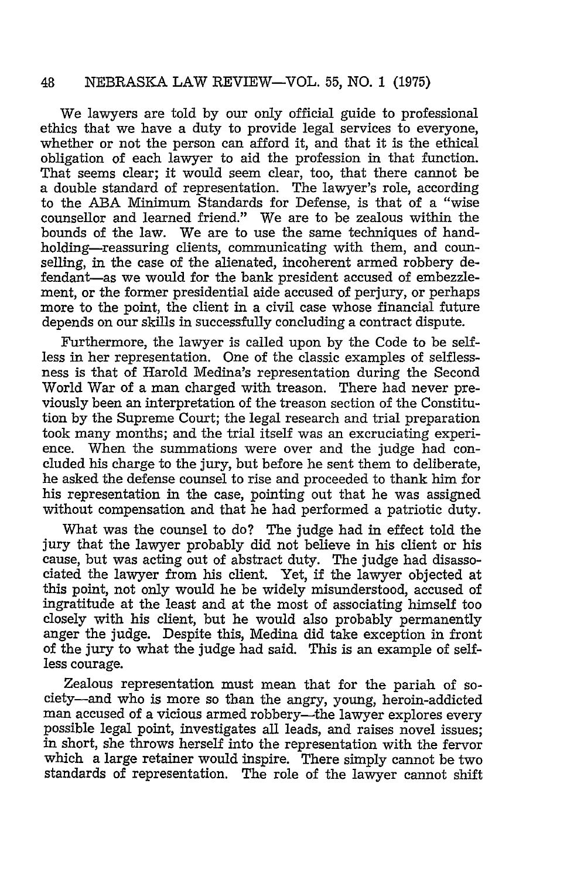We lawyers are told by our only official guide to professional ethics that we have a duty to provide legal services to everyone, whether or not the person can afford it, and that it is the ethical obligation of each lawyer to aid the profession in that function. That seems clear; it would seem clear, too, that there cannot be a double standard of representation. The lawyer's role, according to the ABA Minimum Standards for Defense, is that of a "wise counsellor and learned friend." We are to be zealous within the bounds of the law. We are to use the same techniques of hand-holding—reassuring clients, communicating with them, and counselling, in the case of the alienated, incoherent armed robbery defendant—as we would for the bank president accused of embezzlement, or the former presidential aide accused of perjury, or perhaps more to the point, the client in a civil case whose financial future depends on our skills in successfully concluding a contract dispute.

Furthermore, the lawyer is called upon by the Code to be selfless in her representation. One of the classic examples of selflessness is that of Harold Medina's representation during the Second World War of a man charged with treason. There had never previously been an interpretation of the treason section of the Constitution by the Supreme Court; the legal research and trial preparation took many months; and the trial itself was an excruciating experience. When the summations were over and the judge had concluded his charge to the jury, but before he sent them to deliberate, he asked the defense counsel to rise and proceeded to thank him for his representation in the case, pointing out that he was assigned without compensation and that he had performed a patriotic duty.

What was the counsel to do? The judge had in effect told the jury that the lawyer probably did not believe in his client or his cause, but was acting out of abstract duty. The judge had disassociated the lawyer from his client. Yet, if the lawyer objected at this point, not only would he be widely misunderstood, accused of ingratitude at the least and at the most of associating himself too closely with his client, but he would also probably permanently anger the judge. Despite this, Medina did take exception in front of the jury to what the judge had said. This is an example of selfless courage.

Zealous representation must mean that for the pariah of society—and who is more so than the angry, young, heroin-addicted man accused of a vicious armed robbery—the lawyer explores every possible legal point, investigates all leads, and raises novel issues; in short, she throws herself into the representation with the fervor which a large retainer would inspire. There simply cannot be two standards of representation. The role of the lawyer cannot shift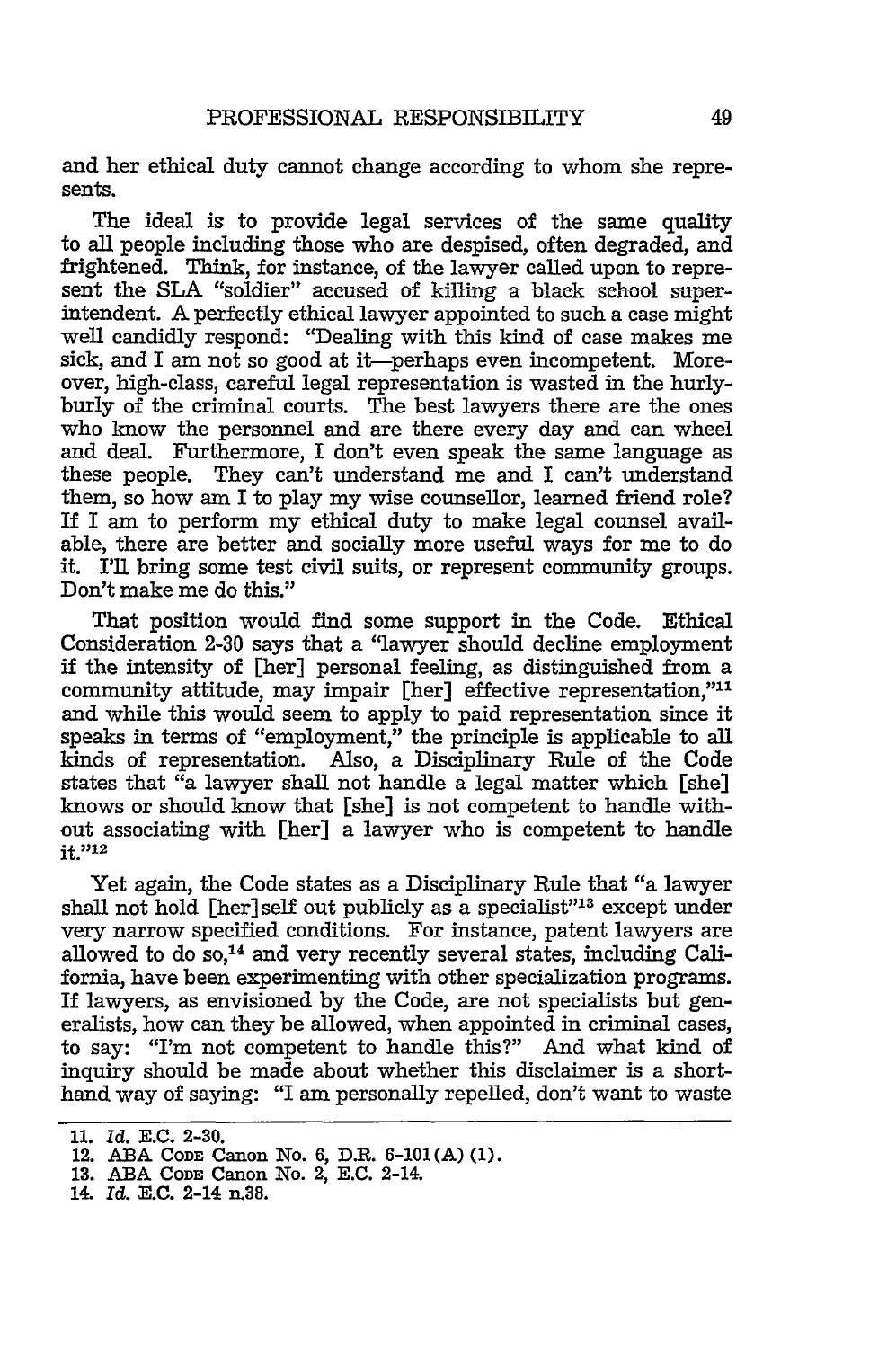and her ethical duty cannot change according to whom she represents.

The ideal is to provide legal services of the same quality to all people including those who are despised, often degraded, and frightened. Think, for instance, of the lawyer called upon to represent the SLA "soldier" accused of killing a black school superintendent. A perfectly ethical lawyer appointed to such a case might well candidly respond: "Dealing with this kind of case makes me sick, and I am not so good at it—perhaps even incompetent. Moreover, high-class, careful legal representation is wasted in the hurly-burly of the criminal courts. The best lawyers there are the ones who know the personnel and are there every day and can wheel and deal. Furthermore, I don't even speak the same language as these people. They can't understand me and I can't understand them, so how am I to play my wise counsellor, learned friend role? If I am to perform my ethical duty to make legal counsel available, there are better and socially more useful ways for me to do it. I'll bring some test civil suits, or represent community groups. Don't make me do this."

That position would find some support in the Code. Ethical Consideration 2-30 says that a "lawyer should decline employment if the intensity of [her] personal feeling, as distinguished from a community attitude, may impair [her] effective representation,"[11] and while this would seem to apply to paid representation since it speaks in terms of "employment," the principle is applicable to all kinds of representation. Also, a Disciplinary Rule of the Code states that "a lawyer shall not handle a legal matter which [she] knows or should know that [she] is not competent to handle without associating with [her] a lawyer who is competent to handle it."[12]

Yet again, the Code states as a Disciplinary Rule that "a lawyer shall not hold [her]self out publicly as a specialist"[13] except under very narrow specified conditions. For instance, patent lawyers are allowed to do so,[14] and very recently several states, including California, have been experimenting with other specialization programs. If lawyers, as envisioned by the Code, are not specialists but generalists, how can they be allowed, when appointed in criminal cases, to say: "I'm not competent to handle this?" And what kind of inquiry should be made about whether this disclaimer is a shorthand way of saying: "I am personally repelled, don't want to waste

---

11. *Id.* E.C. 2-30.
12. ABA CODE Canon No. 6, D.R. 6-101(A)(1).
13. ABA CODE Canon No. 2, E.C. 2-14.
14. *Id.* E.C. 2-14 n.38.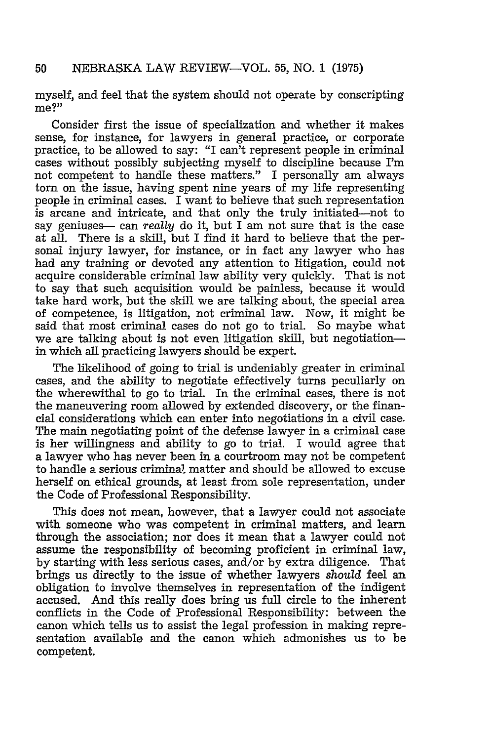myself, and feel that the system should not operate by conscripting me?"

Consider first the issue of specialization and whether it makes sense, for instance, for lawyers in general practice, or corporate practice, to be allowed to say: "I can't represent people in criminal cases without possibly subjecting myself to discipline because I'm not competent to handle these matters." I personally am always torn on the issue, having spent nine years of my life representing people in criminal cases. I want to believe that such representation is arcane and intricate, and that only the truly initiated—not to say geniuses— can *really* do it, but I am not sure that is the case at all. There is a skill, but I find it hard to believe that the personal injury lawyer, for instance, or in fact any lawyer who has had any training or devoted any attention to litigation, could not acquire considerable criminal law ability very quickly. That is not to say that such acquisition would be painless, because it would take hard work, but the skill we are talking about, the special area of competence, is litigation, not criminal law. Now, it might be said that most criminal cases do not go to trial. So maybe what we are talking about is not even litigation skill, but negotiation—in which all practicing lawyers should be expert.

The likelihood of going to trial is undeniably greater in criminal cases, and the ability to negotiate effectively turns peculiarly on the wherewithal to go to trial. In the criminal cases, there is not the maneuvering room allowed by extended discovery, or the financial considerations which can enter into negotiations in a civil case. The main negotiating point of the defense lawyer in a criminal case is her willingness and ability to go to trial. I would agree that a lawyer who has never been in a courtroom may not be competent to handle a serious criminal matter and should be allowed to excuse herself on ethical grounds, at least from sole representation, under the Code of Professional Responsibility.

This does not mean, however, that a lawyer could not associate with someone who was competent in criminal matters, and learn through the association; nor does it mean that a lawyer could not assume the responsibility of becoming proficient in criminal law, by starting with less serious cases, and/or by extra diligence. That brings us directly to the issue of whether lawyers *should* feel an obligation to involve themselves in representation of the indigent accused. And this really does bring us full circle to the inherent conflicts in the Code of Professional Responsibility: between the canon which tells us to assist the legal profession in making representation available and the canon which admonishes us to be competent.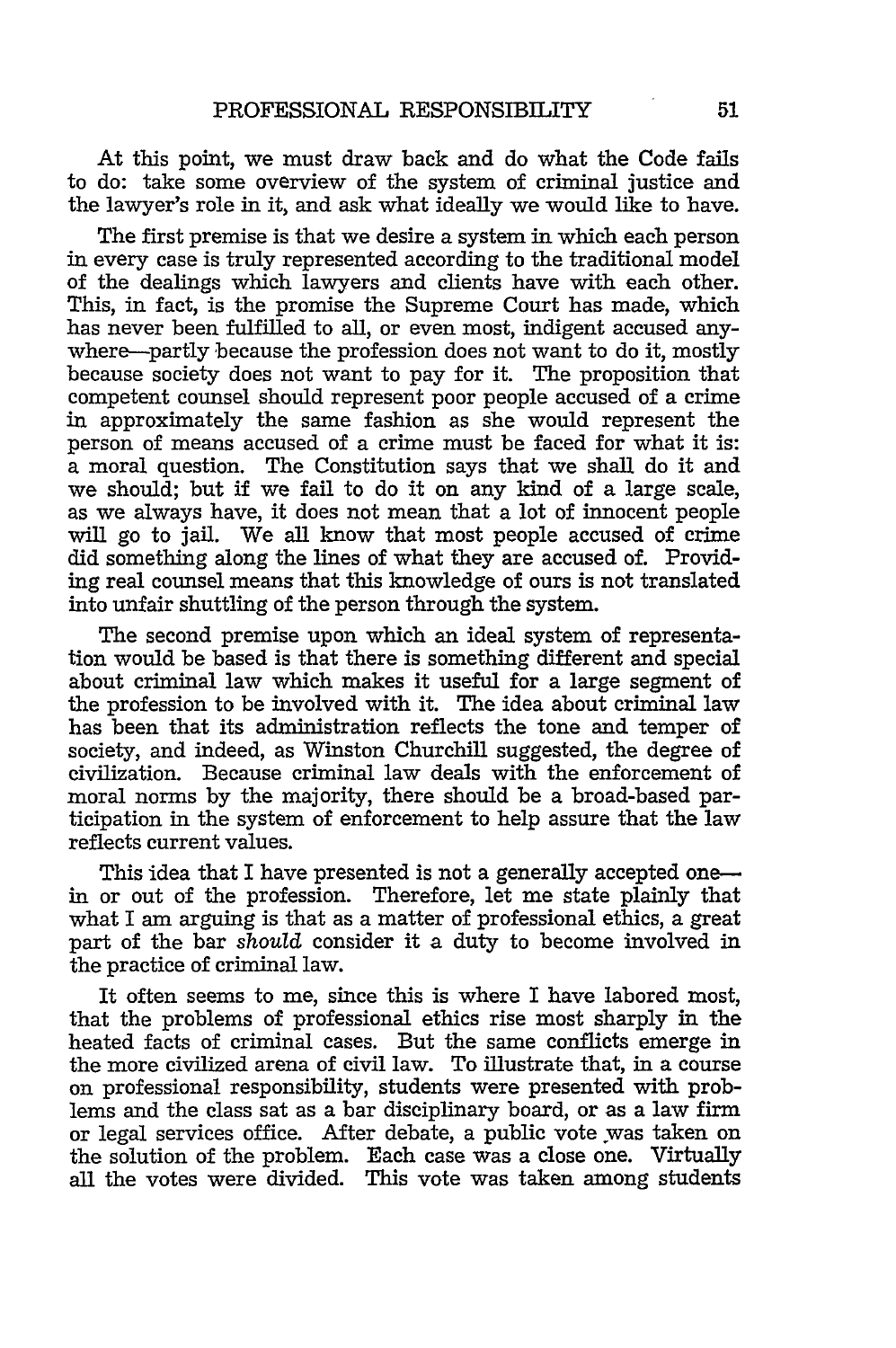At this point, we must draw back and do what the Code fails to do: take some overview of the system of criminal justice and the lawyer's role in it, and ask what ideally we would like to have.

The first premise is that we desire a system in which each person in every case is truly represented according to the traditional model of the dealings which lawyers and clients have with each other. This, in fact, is the promise the Supreme Court has made, which has never been fulfilled to all, or even most, indigent accused anywhere—partly because the profession does not want to do it, mostly because society does not want to pay for it. The proposition that competent counsel should represent poor people accused of a crime in approximately the same fashion as she would represent the person of means accused of a crime must be faced for what it is: a moral question. The Constitution says that we shall do it and we should; but if we fail to do it on any kind of a large scale, as we always have, it does not mean that a lot of innocent people will go to jail. We all know that most people accused of crime did something along the lines of what they are accused of. Providing real counsel means that this knowledge of ours is not translated into unfair shuttling of the person through the system.

The second premise upon which an ideal system of representation would be based is that there is something different and special about criminal law which makes it useful for a large segment of the profession to be involved with it. The idea about criminal law has been that its administration reflects the tone and temper of society, and indeed, as Winston Churchill suggested, the degree of civilization. Because criminal law deals with the enforcement of moral norms by the majority, there should be a broad-based participation in the system of enforcement to help assure that the law reflects current values.

This idea that I have presented is not a generally accepted one—in or out of the profession. Therefore, let me state plainly that what I am arguing is that as a matter of professional ethics, a great part of the bar *should* consider it a duty to become involved in the practice of criminal law.

It often seems to me, since this is where I have labored most, that the problems of professional ethics rise most sharply in the heated facts of criminal cases. But the same conflicts emerge in the more civilized arena of civil law. To illustrate that, in a course on professional responsibility, students were presented with problems and the class sat as a bar disciplinary board, or as a law firm or legal services office. After debate, a public vote was taken on the solution of the problem. Each case was a close one. Virtually all the votes were divided. This vote was taken among students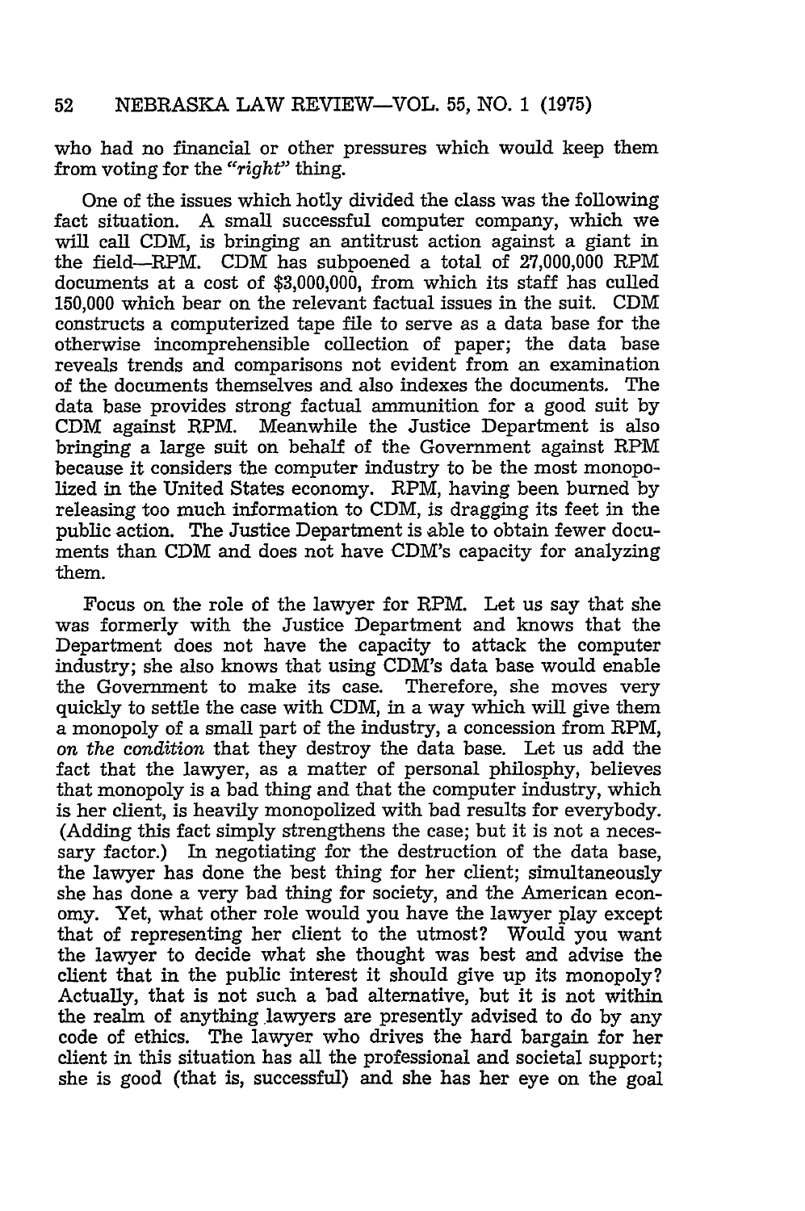who had no financial or other pressures which would keep them from voting for the *"right"* thing.

One of the issues which hotly divided the class was the following fact situation. A small successful computer company, which we will call CDM, is bringing an antitrust action against a giant in the field—RPM. CDM has subpoened a total of 27,000,000 RPM documents at a cost of $3,000,000, from which its staff has culled 150,000 which bear on the relevant factual issues in the suit. CDM constructs a computerized tape file to serve as a data base for the otherwise incomprehensible collection of paper; the data base reveals trends and comparisons not evident from an examination of the documents themselves and also indexes the documents. The data base provides strong factual ammunition for a good suit by CDM against RPM. Meanwhile the Justice Department is also bringing a large suit on behalf of the Government against RPM because it considers the computer industry to be the most monopolized in the United States economy. RPM, having been burned by releasing too much information to CDM, is dragging its feet in the public action. The Justice Department is able to obtain fewer documents than CDM and does not have CDM's capacity for analyzing them.

Focus on the role of the lawyer for RPM. Let us say that she was formerly with the Justice Department and knows that the Department does not have the capacity to attack the computer industry; she also knows that using CDM's data base would enable the Government to make its case. Therefore, she moves very quickly to settle the case with CDM, in a way which will give them a monopoly of a small part of the industry, a concession from RPM, *on the condition* that they destroy the data base. Let us add the fact that the lawyer, as a matter of personal philosphy, believes that monopoly is a bad thing and that the computer industry, which is her client, is heavily monopolized with bad results for everybody. (Adding this fact simply strengthens the case; but it is not a necessary factor.) In negotiating for the destruction of the data base, the lawyer has done the best thing for her client; simultaneously she has done a very bad thing for society, and the American economy. Yet, what other role would you have the lawyer play except that of representing her client to the utmost? Would you want the lawyer to decide what she thought was best and advise the client that in the public interest it should give up its monopoly? Actually, that is not such a bad alternative, but it is not within the realm of anything lawyers are presently advised to do by any code of ethics. The lawyer who drives the hard bargain for her client in this situation has all the professional and societal support; she is good (that is, successful) and she has her eye on the goal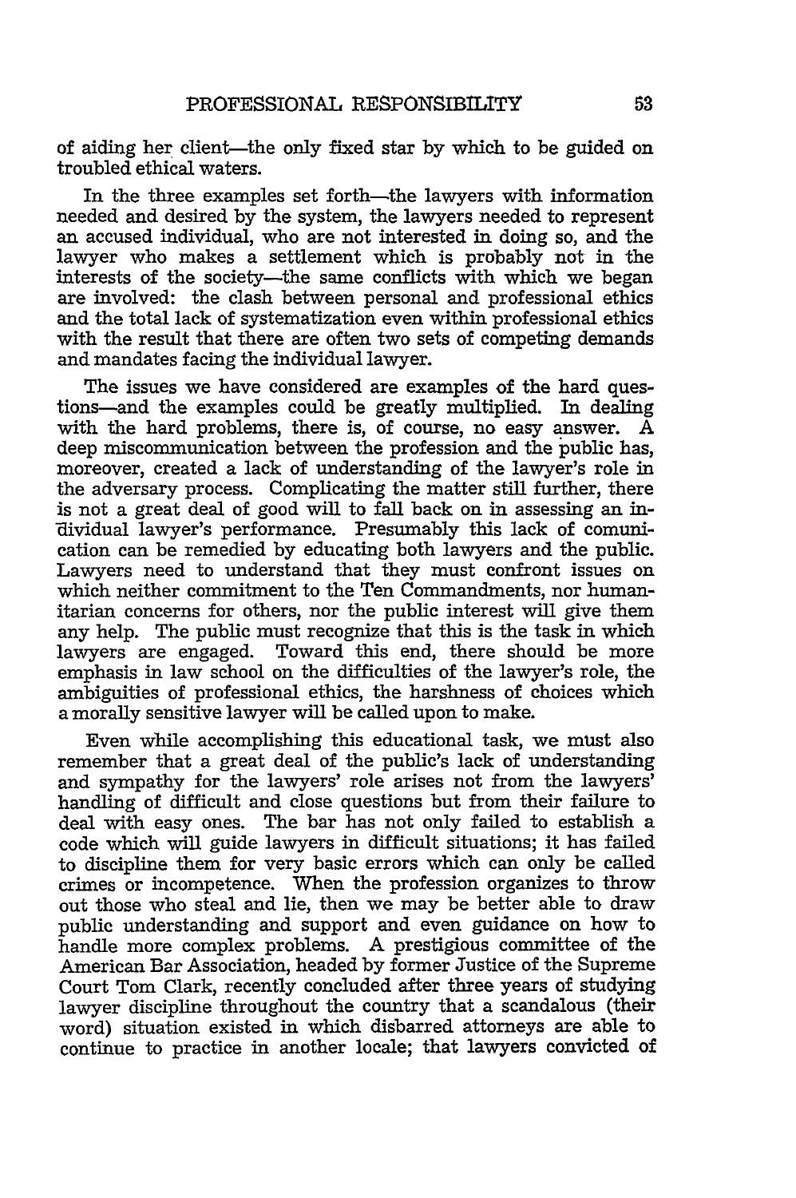of aiding her client—the only fixed star by which to be guided on troubled ethical waters.

In the three examples set forth—the lawyers with information needed and desired by the system, the lawyers needed to represent an accused individual, who are not interested in doing so, and the lawyer who makes a settlement which is probably not in the interests of the society—the same conflicts with which we began are involved: the clash between personal and professional ethics and the total lack of systematization even within professional ethics with the result that there are often two sets of competing demands and mandates facing the individual lawyer.

The issues we have considered are examples of the hard questions—and the examples could be greatly multiplied. In dealing with the hard problems, there is, of course, no easy answer. A deep miscommunication between the profession and the public has, moreover, created a lack of understanding of the lawyer's role in the adversary process. Complicating the matter still further, there is not a great deal of good will to fall back on in assessing an individual lawyer's performance. Presumably this lack of comunication can be remedied by educating both lawyers and the public. Lawyers need to understand that they must confront issues on which neither commitment to the Ten Commandments, nor humanitarian concerns for others, nor the public interest will give them any help. The public must recognize that this is the task in which lawyers are engaged. Toward this end, there should be more emphasis in law school on the difficulties of the lawyer's role, the ambiguities of professional ethics, the harshness of choices which a morally sensitive lawyer will be called upon to make.

Even while accomplishing this educational task, we must also remember that a great deal of the public's lack of understanding and sympathy for the lawyers' role arises not from the lawyers' handling of difficult and close questions but from their failure to deal with easy ones. The bar has not only failed to establish a code which will guide lawyers in difficult situations; it has failed to discipline them for very basic errors which can only be called crimes or incompetence. When the profession organizes to throw out those who steal and lie, then we may be better able to draw public understanding and support and even guidance on how to handle more complex problems. A prestigious committee of the American Bar Association, headed by former Justice of the Supreme Court Tom Clark, recently concluded after three years of studying lawyer discipline throughout the country that a scandalous (their word) situation existed in which disbarred attorneys are able to continue to practice in another locale; that lawyers convicted of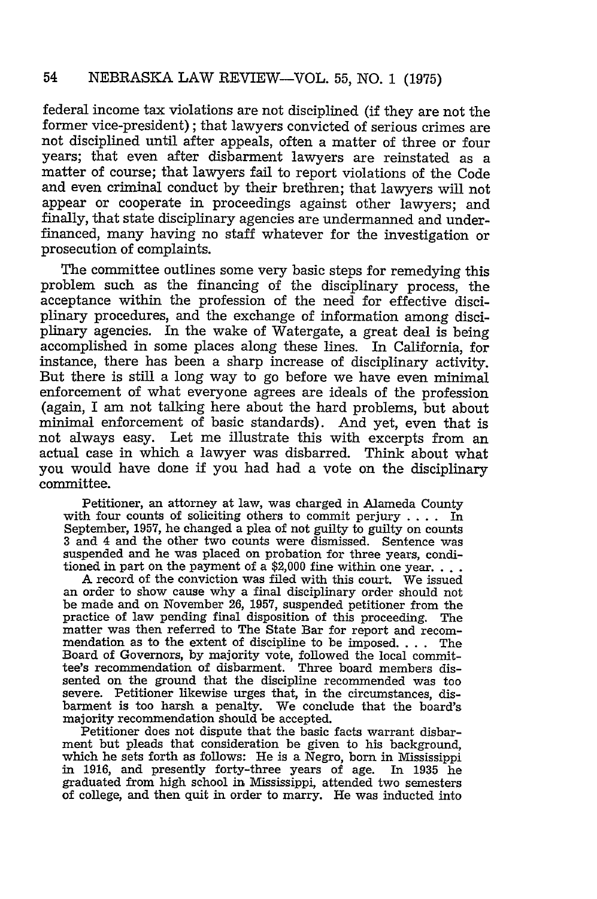federal income tax violations are not disciplined (if they are not the former vice-president); that lawyers convicted of serious crimes are not disciplined until after appeals, often a matter of three or four years; that even after disbarment lawyers are reinstated as a matter of course; that lawyers fail to report violations of the Code and even criminal conduct by their brethren; that lawyers will not appear or cooperate in proceedings against other lawyers; and finally, that state disciplinary agencies are undermanned and underfinanced, many having no staff whatever for the investigation or prosecution of complaints.

The committee outlines some very basic steps for remedying this problem such as the financing of the disciplinary process, the acceptance within the profession of the need for effective disciplinary procedures, and the exchange of information among disciplinary agencies. In the wake of Watergate, a great deal is being accomplished in some places along these lines. In California, for instance, there has been a sharp increase of disciplinary activity. But there is still a long way to go before we have even minimal enforcement of what everyone agrees are ideals of the profession (again, I am not talking here about the hard problems, but about minimal enforcement of basic standards). And yet, even that is not always easy. Let me illustrate this with excerpts from an actual case in which a lawyer was disbarred. Think about what you would have done if you had had a vote on the disciplinary committee.

> Petitioner, an attorney at law, was charged in Alameda County with four counts of soliciting others to commit perjury . . . . In September, 1957, he changed a plea of not guilty to guilty on counts 3 and 4 and the other two counts were dismissed. Sentence was suspended and he was placed on probation for three years, conditioned in part on the payment of a $2,000 fine within one year. . . .
>
> A record of the conviction was filed with this court. We issued an order to show cause why a final disciplinary order should not be made and on November 26, 1957, suspended petitioner from the practice of law pending final disposition of this proceeding. The matter was then referred to The State Bar for report and recommendation as to the extent of discipline to be imposed. . . . The Board of Governors, by majority vote, followed the local committee's recommendation of disbarment. Three board members dissented on the ground that the discipline recommended was too severe. Petitioner likewise urges that, in the circumstances, disbarment is too harsh a penalty. We conclude that the board's majority recommendation should be accepted.
>
> Petitioner does not dispute that the basic facts warrant disbarment but pleads that consideration be given to his background, which he sets forth as follows: He is a Negro, born in Mississippi in 1916, and presently forty-three years of age. In 1935 he graduated from high school in Mississippi, attended two semesters of college, and then quit in order to marry. He was inducted into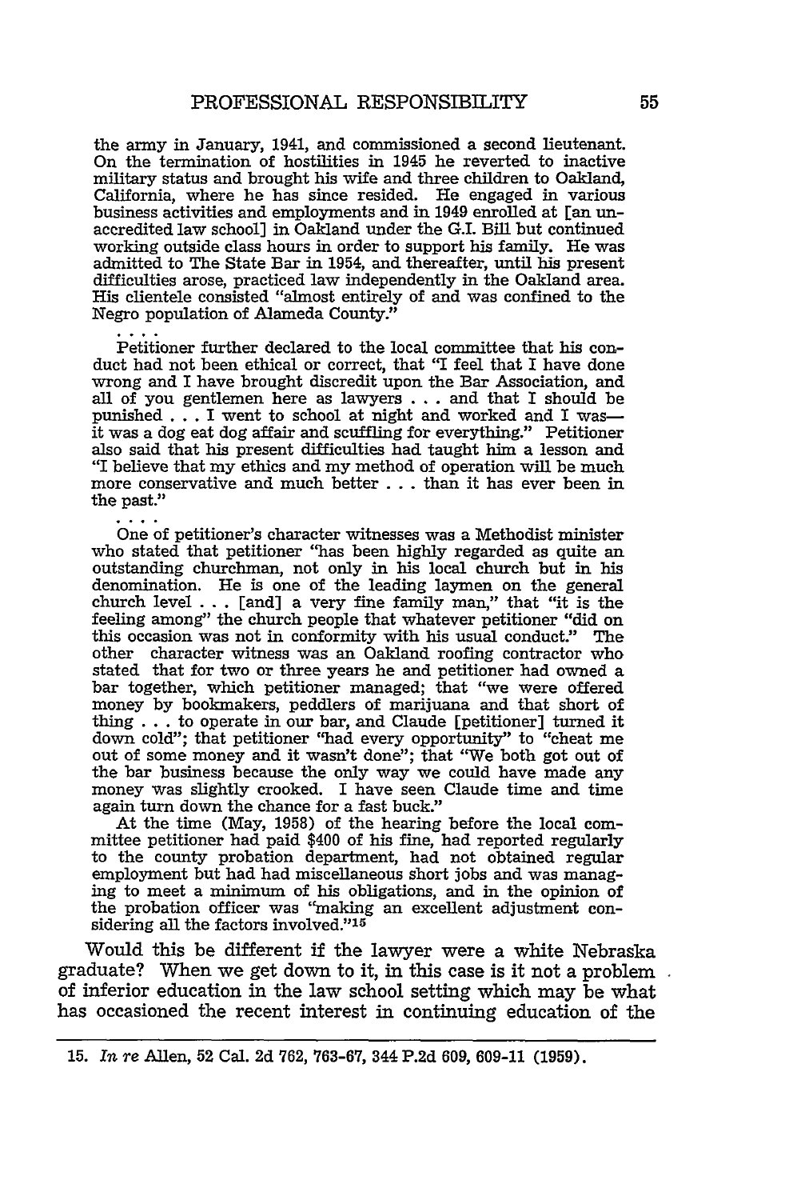the army in January, 1941, and commissioned a second lieutenant. On the termination of hostilities in 1945 he reverted to inactive military status and brought his wife and three children to Oakland, California, where he has since resided. He engaged in various business activities and employments and in 1949 enrolled at [an unaccredited law school] in Oakland under the G.I. Bill but continued working outside class hours in order to support his family. He was admitted to The State Bar in 1954, and thereafter, until his present difficulties arose, practiced law independently in the Oakland area. His clientele consisted "almost entirely of and was confined to the Negro population of Alameda County."

. . . .

Petitioner further declared to the local committee that his conduct had not been ethical or correct, that "I feel that I have done wrong and I have brought discredit upon the Bar Association, and all of you gentlemen here as lawyers . . . and that I should be punished . . . I went to school at night and worked and I was—it was a dog eat dog affair and scuffling for everything." Petitioner also said that his present difficulties had taught him a lesson and "I believe that my ethics and my method of operation will be much more conservative and much better . . . than it has ever been in the past."

. . . .

One of petitioner's character witnesses was a Methodist minister who stated that petitioner "has been highly regarded as quite an outstanding churchman, not only in his local church but in his denomination. He is one of the leading laymen on the general church level . . . [and] a very fine family man," that "it is the feeling among" the church people that whatever petitioner "did on this occasion was not in conformity with his usual conduct." The other character witness was an Oakland roofing contractor who stated that for two or three years he and petitioner had owned a bar together, which petitioner managed; that "we were offered money by bookmakers, peddlers of marijuana and that short of thing . . . to operate in our bar, and Claude [petitioner] turned it down cold"; that petitioner "had every opportunity" to "cheat me out of some money and it wasn't done"; that "We both got out of the bar business because the only way we could have made any money was slightly crooked. I have seen Claude time and time again turn down the chance for a fast buck."

At the time (May, 1958) of the hearing before the local committee petitioner had paid $400 of his fine, had reported regularly to the county probation department, had not obtained regular employment but had had miscellaneous short jobs and was managing to meet a minimum of his obligations, and in the opinion of the probation officer was "making an excellent adjustment considering all the factors involved."[15]

Would this be different if the lawyer were a white Nebraska graduate? When we get down to it, in this case is it not a problem of inferior education in the law school setting which may be what has occasioned the recent interest in continuing education of the

15. *In re* Allen, 52 Cal. 2d 762, 763-67, 344 P.2d 609, 609-11 (1959).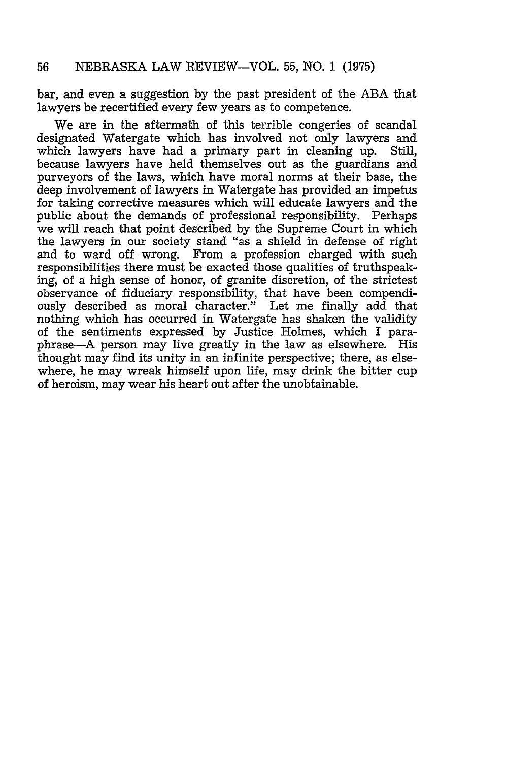bar, and even a suggestion by the past president of the ABA that lawyers be recertified every few years as to competence.

We are in the aftermath of this terrible congeries of scandal designated Watergate which has involved not only lawyers and which lawyers have had a primary part in cleaning up. Still, because lawyers have held themselves out as the guardians and purveyors of the laws, which have moral norms at their base, the deep involvement of lawyers in Watergate has provided an impetus for taking corrective measures which will educate lawyers and the public about the demands of professional responsibility. Perhaps we will reach that point described by the Supreme Court in which the lawyers in our society stand "as a shield in defense of right and to ward off wrong. From a profession charged with such responsibilities there must be exacted those qualities of truthspeaking, of a high sense of honor, of granite discretion, of the strictest observance of fiduciary responsibility, that have been compendiously described as moral character." Let me finally add that nothing which has occurred in Watergate has shaken the validity of the sentiments expressed by Justice Holmes, which I paraphrase—A person may live greatly in the law as elsewhere. His thought may find its unity in an infinite perspective; there, as elsewhere, he may wreak himself upon life, may drink the bitter cup of heroism, may wear his heart out after the unobtainable.